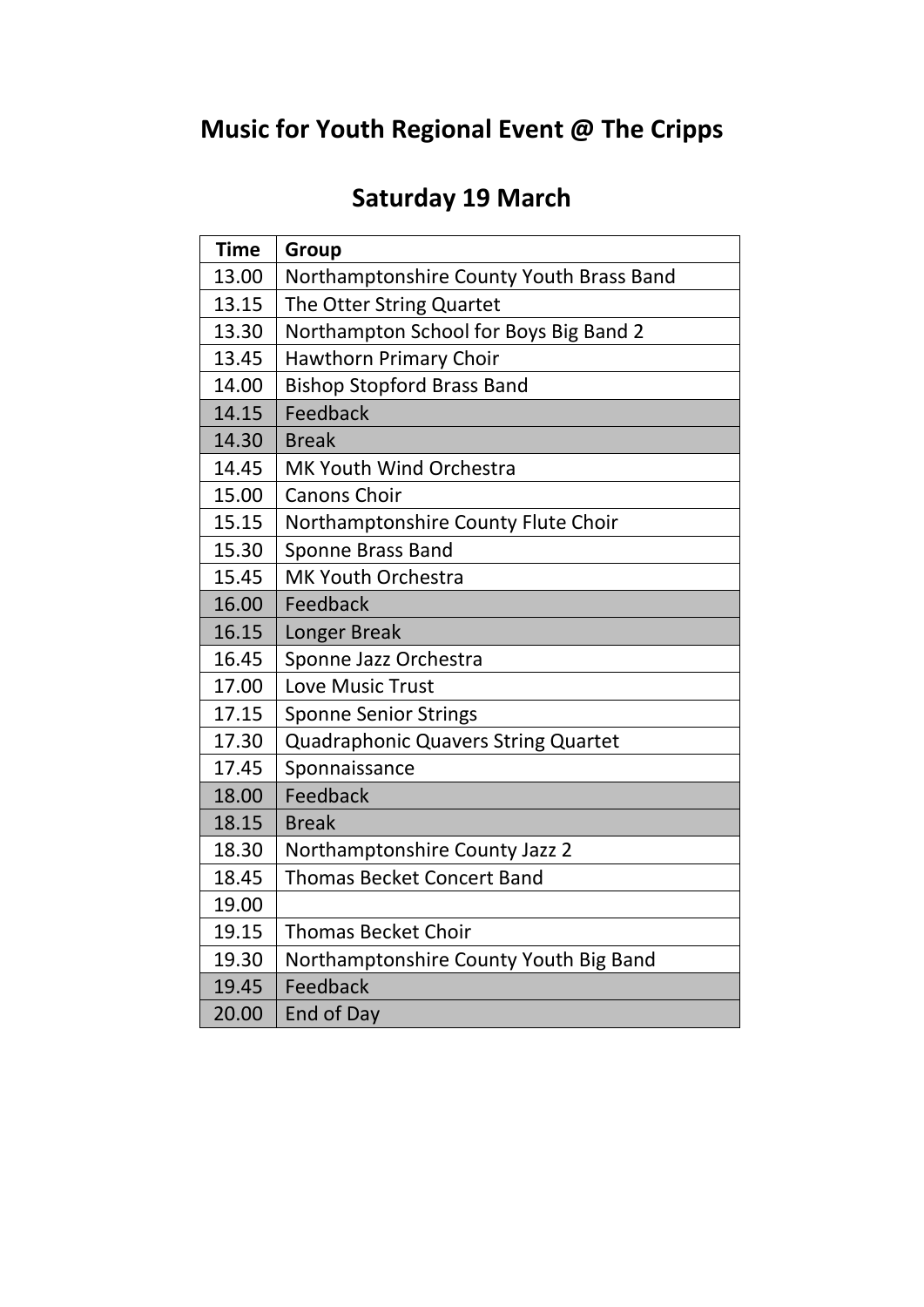# Music for Youth Regional Event @ The Cripps

## Saturday 19 March

| Time | Group |
|---|---|
| 13.00 | Northamptonshire County Youth Brass Band |
| 13.15 | The Otter String Quartet |
| 13.30 | Northampton School for Boys Big Band 2 |
| 13.45 | Hawthorn Primary Choir |
| 14.00 | Bishop Stopford Brass Band |
| 14.15 | Feedback |
| 14.30 | Break |
| 14.45 | MK Youth Wind Orchestra |
| 15.00 | Canons Choir |
| 15.15 | Northamptonshire County Flute Choir |
| 15.30 | Sponne Brass Band |
| 15.45 | MK Youth Orchestra |
| 16.00 | Feedback |
| 16.15 | Longer Break |
| 16.45 | Sponne Jazz Orchestra |
| 17.00 | Love Music Trust |
| 17.15 | Sponne Senior Strings |
| 17.30 | Quadraphonic Quavers String Quartet |
| 17.45 | Sponnaissance |
| 18.00 | Feedback |
| 18.15 | Break |
| 18.30 | Northamptonshire County Jazz 2 |
| 18.45 | Thomas Becket Concert Band |
| 19.00 | |
| 19.15 | Thomas Becket Choir |
| 19.30 | Northamptonshire County Youth Big Band |
| 19.45 | Feedback |
| 20.00 | End of Day |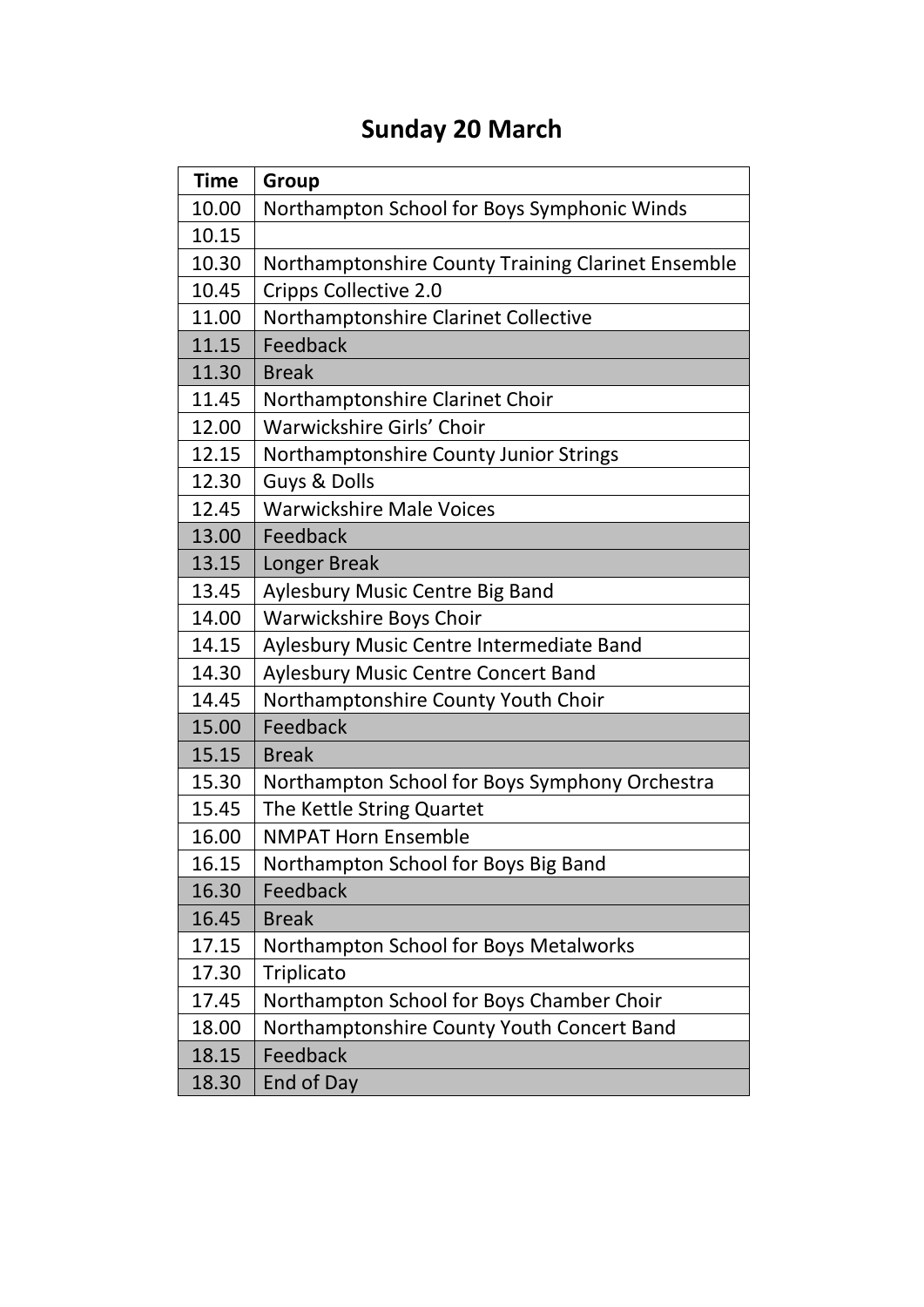# Sunday 20 March

| Time | Group |
|---|---|
| 10.00 | Northampton School for Boys Symphonic Winds |
| 10.15 | |
| 10.30 | Northamptonshire County Training Clarinet Ensemble |
| 10.45 | Cripps Collective 2.0 |
| 11.00 | Northamptonshire Clarinet Collective |
| 11.15 | Feedback |
| 11.30 | Break |
| 11.45 | Northamptonshire Clarinet Choir |
| 12.00 | Warwickshire Girls' Choir |
| 12.15 | Northamptonshire County Junior Strings |
| 12.30 | Guys & Dolls |
| 12.45 | Warwickshire Male Voices |
| 13.00 | Feedback |
| 13.15 | Longer Break |
| 13.45 | Aylesbury Music Centre Big Band |
| 14.00 | Warwickshire Boys Choir |
| 14.15 | Aylesbury Music Centre Intermediate Band |
| 14.30 | Aylesbury Music Centre Concert Band |
| 14.45 | Northamptonshire County Youth Choir |
| 15.00 | Feedback |
| 15.15 | Break |
| 15.30 | Northampton School for Boys Symphony Orchestra |
| 15.45 | The Kettle String Quartet |
| 16.00 | NMPAT Horn Ensemble |
| 16.15 | Northampton School for Boys Big Band |
| 16.30 | Feedback |
| 16.45 | Break |
| 17.15 | Northampton School for Boys Metalworks |
| 17.30 | Triplicato |
| 17.45 | Northampton School for Boys Chamber Choir |
| 18.00 | Northamptonshire County Youth Concert Band |
| 18.15 | Feedback |
| 18.30 | End of Day |